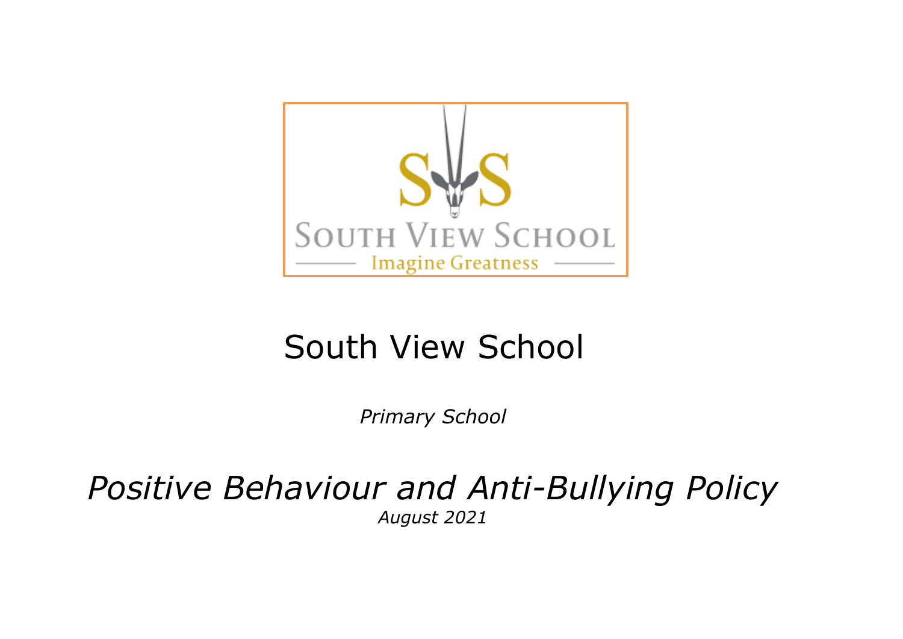# South View School

*Primary School*

## *Positive Behaviour and Anti-Bullying Policy*

*August 2021*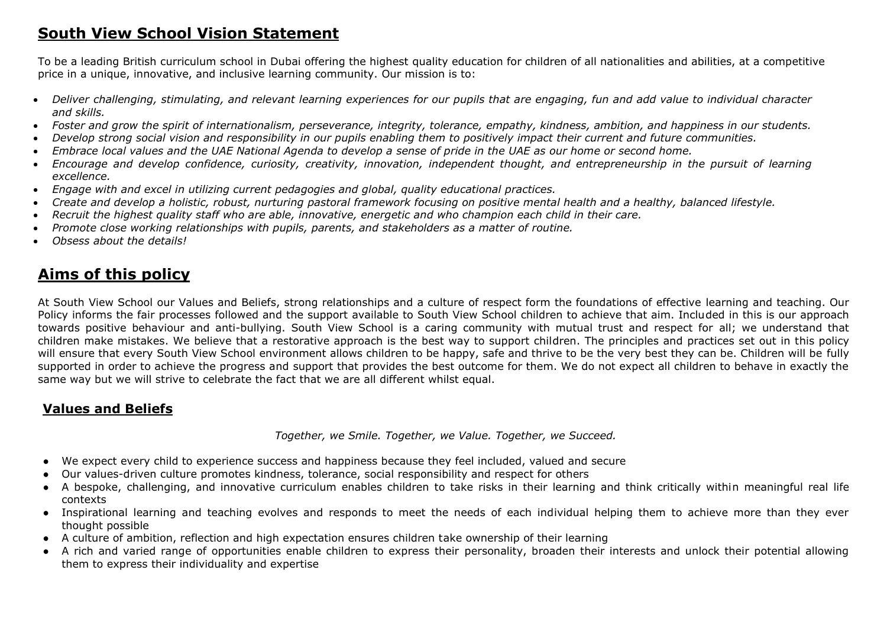## South View School Vision Statement

To be a leading British curriculum school in Dubai offering the highest quality education for children of all nationalities and abilities, at a competitive price in a unique, innovative, and inclusive learning community. Our mission is to:

- *Deliver challenging, stimulating, and relevant learning experiences for our pupils that are engaging, fun and add value to individual character and skills.*
- *Foster and grow the spirit of internationalism, perseverance, integrity, tolerance, empathy, kindness, ambition, and happiness in our students.*
- *Develop strong social vision and responsibility in our pupils enabling them to positively impact their current and future communities.*
- *Embrace local values and the UAE National Agenda to develop a sense of pride in the UAE as our home or second home.*
- *Encourage and develop confidence, curiosity, creativity, innovation, independent thought, and entrepreneurship in the pursuit of learning excellence.*
- *Engage with and excel in utilizing current pedagogies and global, quality educational practices.*
- *Create and develop a holistic, robust, nurturing pastoral framework focusing on positive mental health and a healthy, balanced lifestyle.*
- *Recruit the highest quality staff who are able, innovative, energetic and who champion each child in their care.*
- *Promote close working relationships with pupils, parents, and stakeholders as a matter of routine.*
- *Obsess about the details!*

## Aims of this policy

At South View School our Values and Beliefs, strong relationships and a culture of respect form the foundations of effective learning and teaching. Our Policy informs the fair processes followed and the support available to South View School children to achieve that aim. Included in this is our approach towards positive behaviour and anti-bullying. South View School is a caring community with mutual trust and respect for all; we understand that children make mistakes. We believe that a restorative approach is the best way to support children. The principles and practices set out in this policy will ensure that every South View School environment allows children to be happy, safe and thrive to be the very best they can be. Children will be fully supported in order to achieve the progress and support that provides the best outcome for them. We do not expect all children to behave in exactly the same way but we will strive to celebrate the fact that we are all different whilst equal.

### Values and Beliefs

*Together, we Smile. Together, we Value. Together, we Succeed.*

- We expect every child to experience success and happiness because they feel included, valued and secure
- Our values-driven culture promotes kindness, tolerance, social responsibility and respect for others
- A bespoke, challenging, and innovative curriculum enables children to take risks in their learning and think critically within meaningful real life contexts
- Inspirational learning and teaching evolves and responds to meet the needs of each individual helping them to achieve more than they ever thought possible
- A culture of ambition, reflection and high expectation ensures children take ownership of their learning
- A rich and varied range of opportunities enable children to express their personality, broaden their interests and unlock their potential allowing them to express their individuality and expertise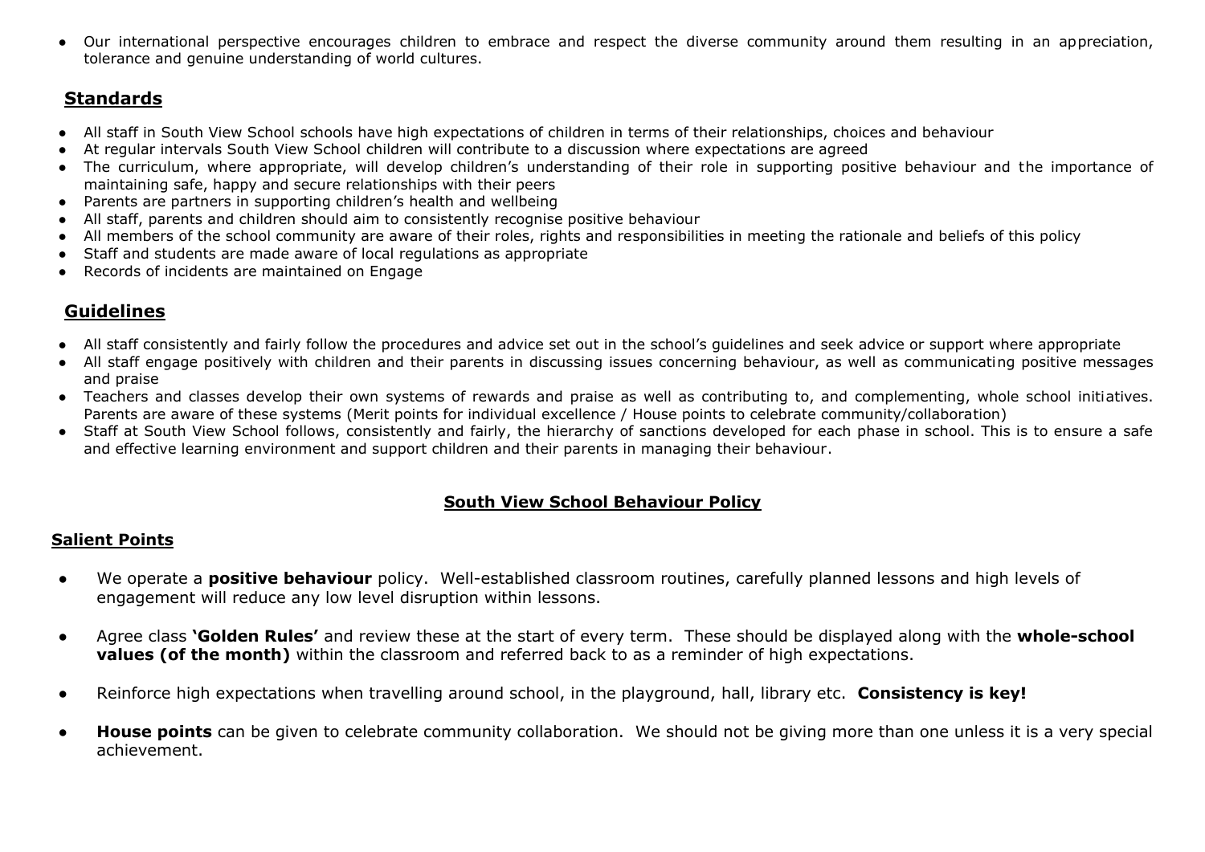- Our international perspective encourages children to embrace and respect the diverse community around them resulting in an appreciation, tolerance and genuine understanding of world cultures.

## Standards

- All staff in South View School schools have high expectations of children in terms of their relationships, choices and behaviour
- At regular intervals South View School children will contribute to a discussion where expectations are agreed
- The curriculum, where appropriate, will develop children's understanding of their role in supporting positive behaviour and the importance of maintaining safe, happy and secure relationships with their peers
- Parents are partners in supporting children's health and wellbeing
- All staff, parents and children should aim to consistently recognise positive behaviour
- All members of the school community are aware of their roles, rights and responsibilities in meeting the rationale and beliefs of this policy
- Staff and students are made aware of local regulations as appropriate
- Records of incidents are maintained on Engage

## Guidelines

- All staff consistently and fairly follow the procedures and advice set out in the school's guidelines and seek advice or support where appropriate
- All staff engage positively with children and their parents in discussing issues concerning behaviour, as well as communicating positive messages and praise
- Teachers and classes develop their own systems of rewards and praise as well as contributing to, and complementing, whole school initiatives. Parents are aware of these systems (Merit points for individual excellence / House points to celebrate community/collaboration)
- Staff at South View School follows, consistently and fairly, the hierarchy of sanctions developed for each phase in school. This is to ensure a safe and effective learning environment and support children and their parents in managing their behaviour.

# South View School Behaviour Policy

## Salient Points

- We operate a **positive behaviour** policy. Well-established classroom routines, carefully planned lessons and high levels of engagement will reduce any low level disruption within lessons.
- Agree class **'Golden Rules'** and review these at the start of every term. These should be displayed along with the **whole-school values (of the month)** within the classroom and referred back to as a reminder of high expectations.
- Reinforce high expectations when travelling around school, in the playground, hall, library etc. **Consistency is key!**
- **House points** can be given to celebrate community collaboration. We should not be giving more than one unless it is a very special achievement.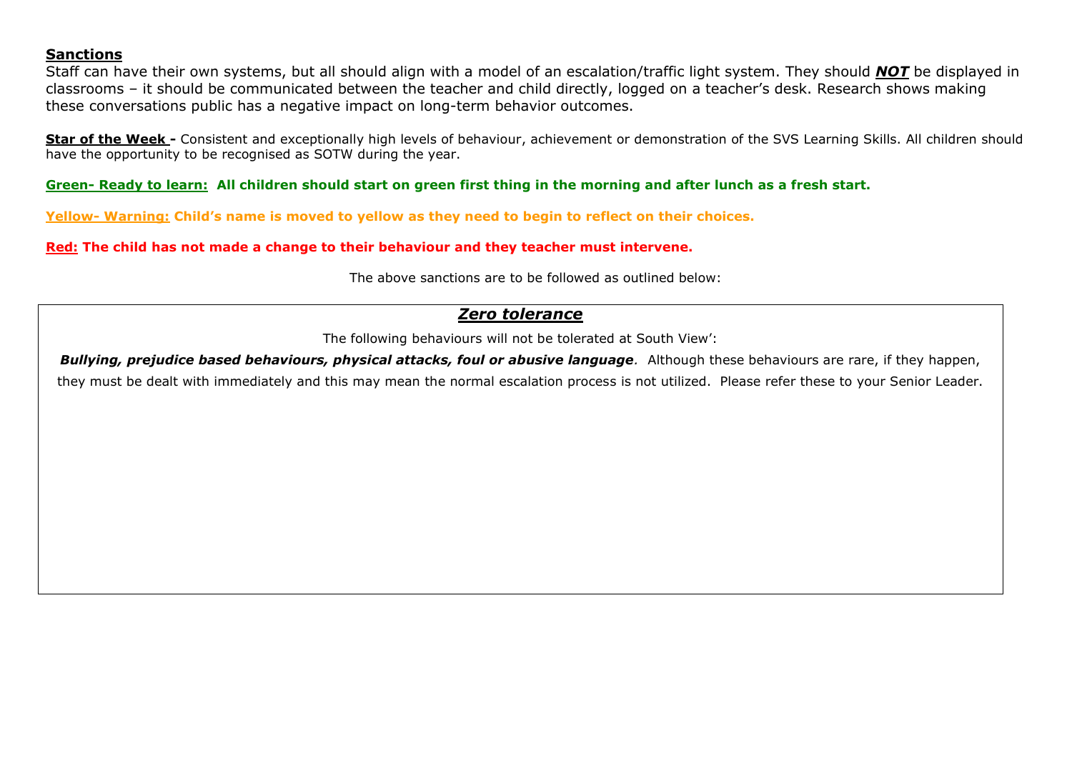## Sanctions

Staff can have their own systems, but all should align with a model of an escalation/traffic light system. They should ***NOT*** be displayed in classrooms – it should be communicated between the teacher and child directly, logged on a teacher's desk. Research shows making these conversations public has a negative impact on long-term behavior outcomes.

**Star of the Week -** Consistent and exceptionally high levels of behaviour, achievement or demonstration of the SVS Learning Skills. All children should have the opportunity to be recognised as SOTW during the year.

**Green- Ready to learn: All children should start on green first thing in the morning and after lunch as a fresh start.**

**Yellow- Warning: Child's name is moved to yellow as they need to begin to reflect on their choices.**

**Red: The child has not made a change to their behaviour and they teacher must intervene.**

The above sanctions are to be followed as outlined below:

### *Zero tolerance*

The following behaviours will not be tolerated at South View':

***Bullying, prejudice based behaviours, physical attacks, foul or abusive language**.* Although these behaviours are rare, if they happen, they must be dealt with immediately and this may mean the normal escalation process is not utilized. Please refer these to your Senior Leader.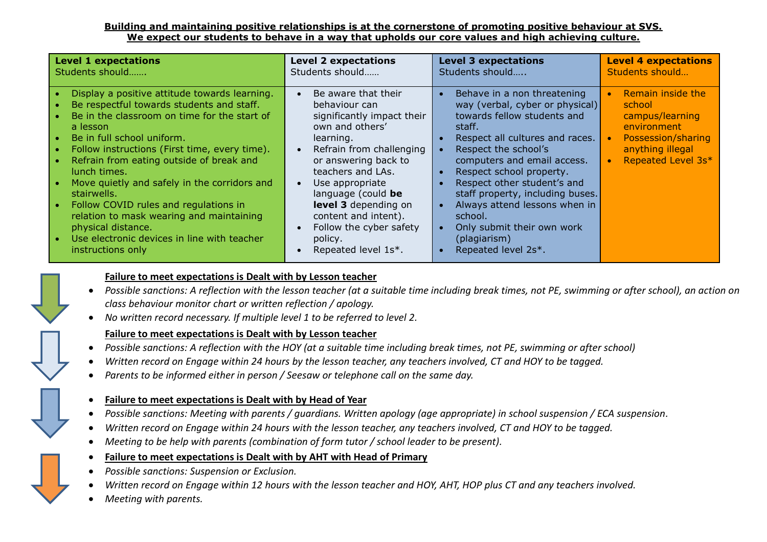**Building and maintaining positive relationships is at the cornerstone of promoting positive behaviour at SVS.**
**We expect our students to behave in a way that upholds our core values and high achieving culture.**

| **Level 1 expectations** Students should……. | **Level 2 expectations** Students should…… | **Level 3 expectations** Students should….. | **Level 4 expectations** Students should… |
|---|---|---|---|
| • Display a positive attitude towards learning.<br>• Be respectful towards students and staff.<br>• Be in the classroom on time for the start of a lesson<br>• Be in full school uniform.<br>• Follow instructions (First time, every time).<br>• Refrain from eating outside of break and lunch times.<br>• Move quietly and safely in the corridors and stairwells.<br>• Follow COVID rules and regulations in relation to mask wearing and maintaining physical distance.<br>• Use electronic devices in line with teacher instructions only | • Be aware that their behaviour can significantly impact their own and others' learning.<br>• Refrain from challenging or answering back to teachers and LAs.<br>• Use appropriate language (could **be level 3** depending on content and intent).<br>• Follow the cyber safety policy.<br>• Repeated level 1s*. | • Behave in a non threatening way (verbal, cyber or physical) towards fellow students and staff.<br>• Respect all cultures and races.<br>• Respect the school's computers and email access.<br>• Respect school property.<br>• Respect other student's and staff property, including buses.<br>• Always attend lessons when in school.<br>• Only submit their own work (plagiarism)<br>• Repeated level 2s*. | • Remain inside the school campus/learning environment<br>• Possession/sharing anything illegal<br>• Repeated Level 3s* |

**Failure to meet expectations is Dealt with by Lesson teacher**

- *Possible sanctions: A reflection with the lesson teacher (at a suitable time including break times, not PE, swimming or after school), an action on class behaviour monitor chart or written reflection / apology.*
- *No written record necessary. If multiple level 1 to be referred to level 2.*

**Failure to meet expectations is Dealt with by Lesson teacher**

- *Possible sanctions: A reflection with the HOY (at a suitable time including break times, not PE, swimming or after school)*
- *Written record on Engage within 24 hours by the lesson teacher, any teachers involved, CT and HOY to be tagged.*
- *Parents to be informed either in person / Seesaw or telephone call on the same day.*

- **Failure to meet expectations is Dealt with by Head of Year**
- *Possible sanctions: Meeting with parents / guardians. Written apology (age appropriate) in school suspension / ECA suspension.*
- *Written record on Engage within 24 hours with the lesson teacher, any teachers involved, CT and HOY to be tagged.*
- *Meeting to be help with parents (combination of form tutor / school leader to be present).*

- **Failure to meet expectations is Dealt with by AHT with Head of Primary**
- *Possible sanctions: Suspension or Exclusion.*
- *Written record on Engage within 12 hours with the lesson teacher and HOY, AHT, HOP plus CT and any teachers involved.*
- *Meeting with parents.*